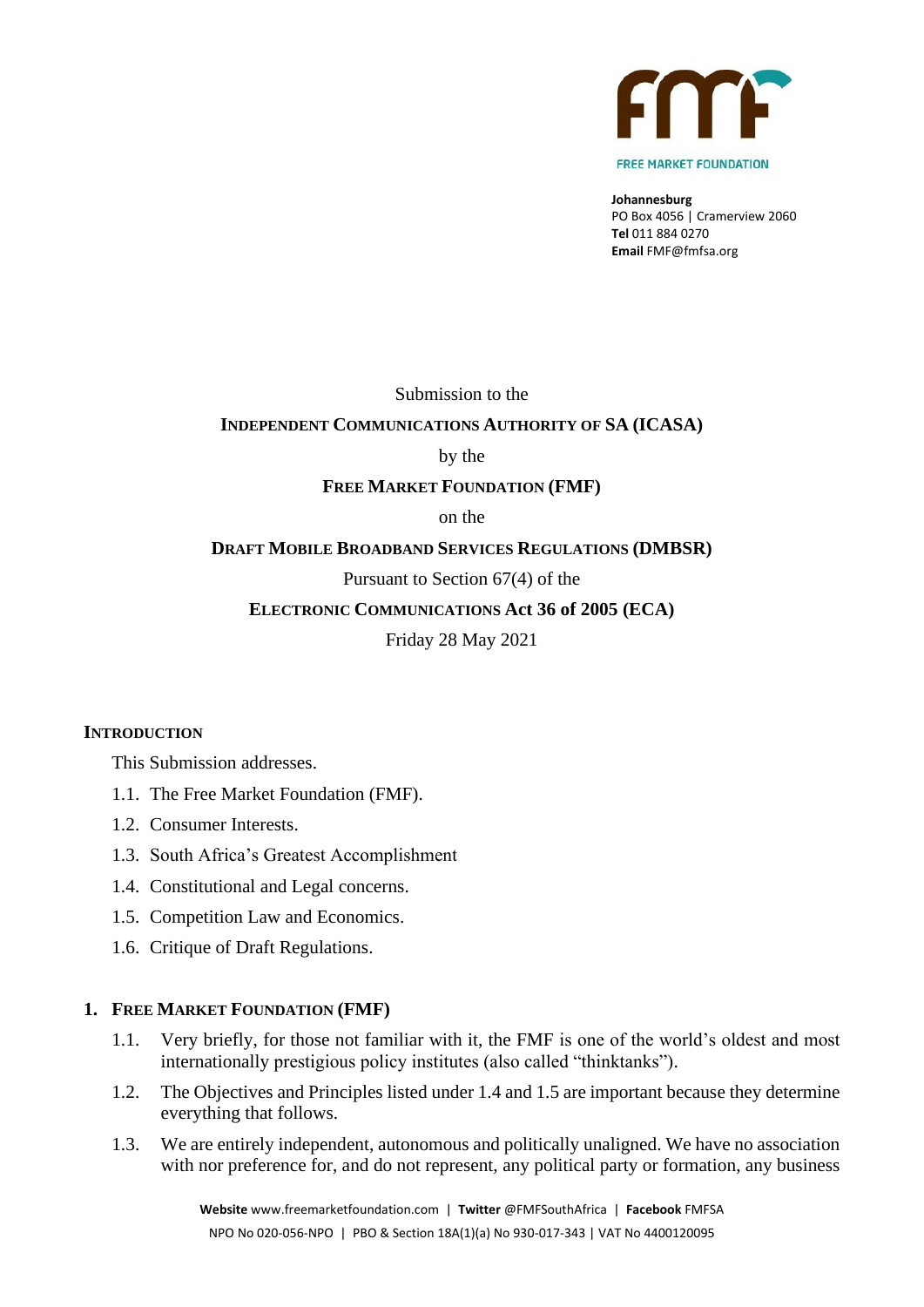FREE MARKET FOUNDATION

**Johannesburg**
PO Box 4056 | Cramerview 2060
**Tel** 011 884 0270
**Email** FMF@fmfsa.org

Submission to the

**INDEPENDENT COMMUNICATIONS AUTHORITY OF SA (ICASA)**

by the

**FREE MARKET FOUNDATION (FMF)**

on the

**DRAFT MOBILE BROADBAND SERVICES REGULATIONS (DMBSR)**

Pursuant to Section 67(4) of the

**ELECTRONIC COMMUNICATIONS Act 36 of 2005 (ECA)**

Friday 28 May 2021

## INTRODUCTION

This Submission addresses.

1.1. The Free Market Foundation (FMF).

1.2. Consumer Interests.

1.3. South Africa's Greatest Accomplishment

1.4. Constitutional and Legal concerns.

1.5. Competition Law and Economics.

1.6. Critique of Draft Regulations.

## 1. FREE MARKET FOUNDATION (FMF)

1.1. Very briefly, for those not familiar with it, the FMF is one of the world's oldest and most internationally prestigious policy institutes (also called "thinktanks").

1.2. The Objectives and Principles listed under 1.4 and 1.5 are important because they determine everything that follows.

1.3. We are entirely independent, autonomous and politically unaligned. We have no association with nor preference for, and do not represent, any political party or formation, any business

**Website** www.freemarketfoundation.com | **Twitter** @FMFSouthAfrica | **Facebook** FMFSA
NPO No 020-056-NPO | PBO & Section 18A(1)(a) No 930-017-343 | VAT No 4400120095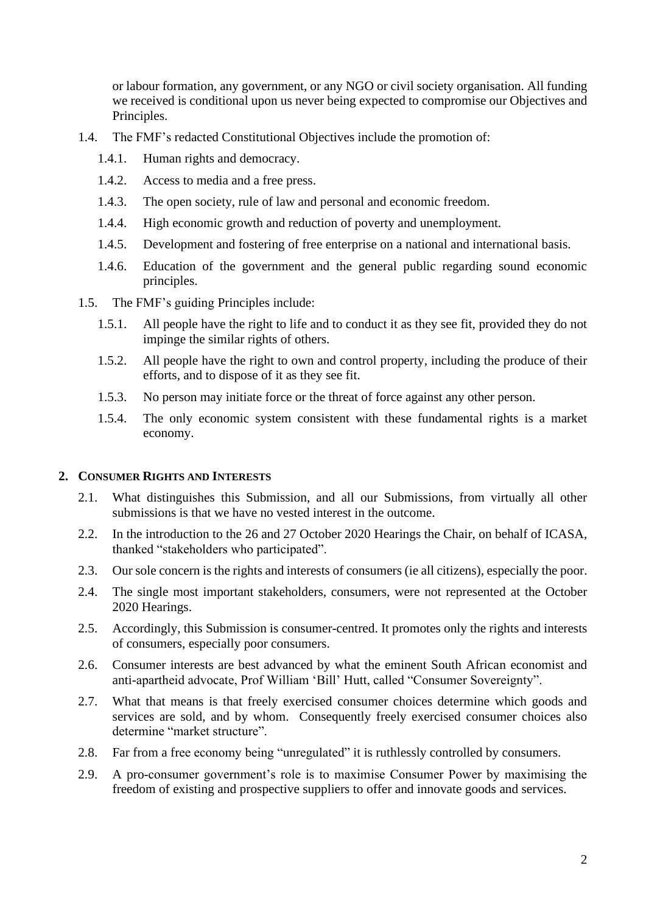or labour formation, any government, or any NGO or civil society organisation. All funding we received is conditional upon us never being expected to compromise our Objectives and Principles.

1.4. The FMF's redacted Constitutional Objectives include the promotion of:

  1.4.1. Human rights and democracy.

  1.4.2. Access to media and a free press.

  1.4.3. The open society, rule of law and personal and economic freedom.

  1.4.4. High economic growth and reduction of poverty and unemployment.

  1.4.5. Development and fostering of free enterprise on a national and international basis.

  1.4.6. Education of the government and the general public regarding sound economic principles.

1.5. The FMF's guiding Principles include:

  1.5.1. All people have the right to life and to conduct it as they see fit, provided they do not impinge the similar rights of others.

  1.5.2. All people have the right to own and control property, including the produce of their efforts, and to dispose of it as they see fit.

  1.5.3. No person may initiate force or the threat of force against any other person.

  1.5.4. The only economic system consistent with these fundamental rights is a market economy.

## 2. CONSUMER RIGHTS AND INTERESTS

2.1. What distinguishes this Submission, and all our Submissions, from virtually all other submissions is that we have no vested interest in the outcome.

2.2. In the introduction to the 26 and 27 October 2020 Hearings the Chair, on behalf of ICASA, thanked "stakeholders who participated".

2.3. Our sole concern is the rights and interests of consumers (ie all citizens), especially the poor.

2.4. The single most important stakeholders, consumers, were not represented at the October 2020 Hearings.

2.5. Accordingly, this Submission is consumer-centred. It promotes only the rights and interests of consumers, especially poor consumers.

2.6. Consumer interests are best advanced by what the eminent South African economist and anti-apartheid advocate, Prof William 'Bill' Hutt, called "Consumer Sovereignty".

2.7. What that means is that freely exercised consumer choices determine which goods and services are sold, and by whom. Consequently freely exercised consumer choices also determine "market structure".

2.8. Far from a free economy being "unregulated" it is ruthlessly controlled by consumers.

2.9. A pro-consumer government's role is to maximise Consumer Power by maximising the freedom of existing and prospective suppliers to offer and innovate goods and services.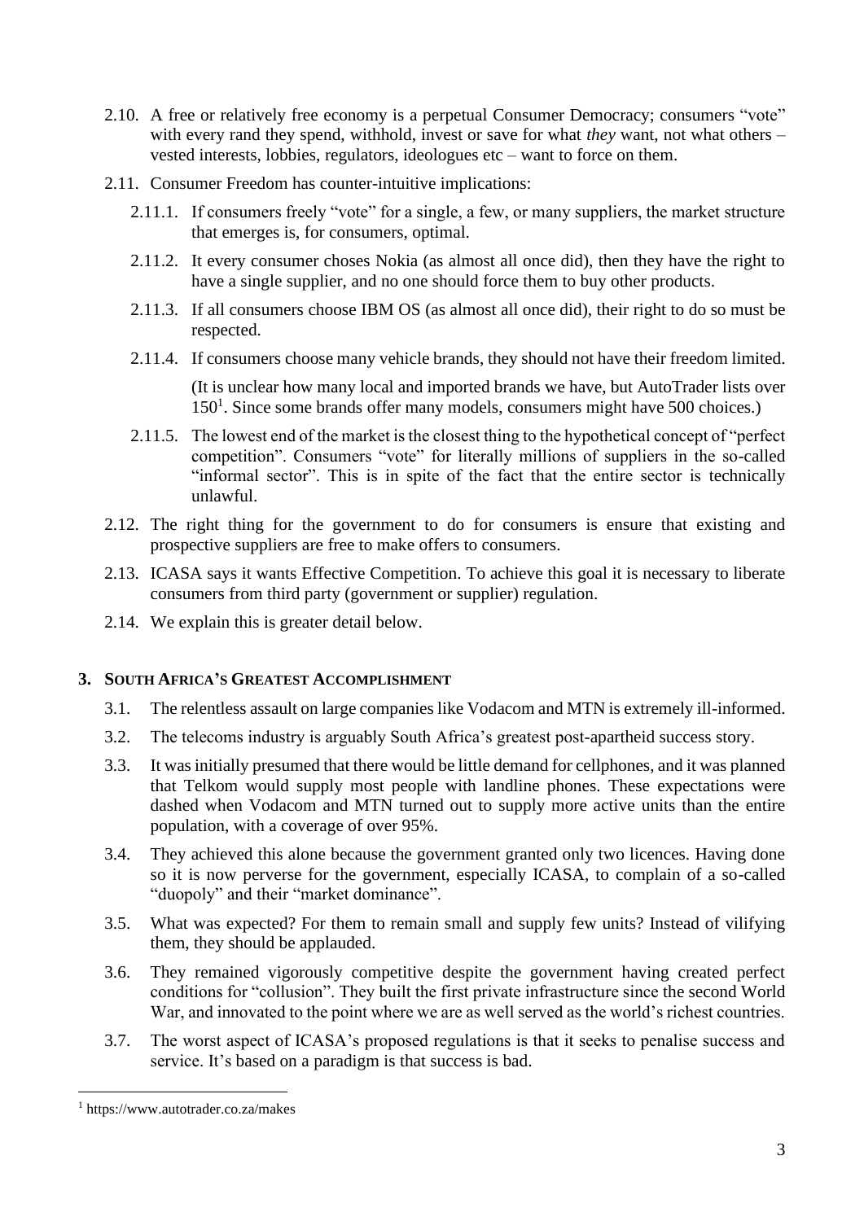2.10. A free or relatively free economy is a perpetual Consumer Democracy; consumers "vote" with every rand they spend, withhold, invest or save for what *they* want, not what others – vested interests, lobbies, regulators, ideologues etc – want to force on them.

2.11. Consumer Freedom has counter-intuitive implications:

2.11.1. If consumers freely "vote" for a single, a few, or many suppliers, the market structure that emerges is, for consumers, optimal.

2.11.2. It every consumer choses Nokia (as almost all once did), then they have the right to have a single supplier, and no one should force them to buy other products.

2.11.3. If all consumers choose IBM OS (as almost all once did), their right to do so must be respected.

2.11.4. If consumers choose many vehicle brands, they should not have their freedom limited.

(It is unclear how many local and imported brands we have, but AutoTrader lists over 150[1]. Since some brands offer many models, consumers might have 500 choices.)

2.11.5. The lowest end of the market is the closest thing to the hypothetical concept of "perfect competition". Consumers "vote" for literally millions of suppliers in the so-called "informal sector". This is in spite of the fact that the entire sector is technically unlawful.

2.12. The right thing for the government to do for consumers is ensure that existing and prospective suppliers are free to make offers to consumers.

2.13. ICASA says it wants Effective Competition. To achieve this goal it is necessary to liberate consumers from third party (government or supplier) regulation.

2.14. We explain this is greater detail below.

## 3. South Africa's Greatest Accomplishment

3.1. The relentless assault on large companies like Vodacom and MTN is extremely ill-informed.

3.2. The telecoms industry is arguably South Africa's greatest post-apartheid success story.

3.3. It was initially presumed that there would be little demand for cellphones, and it was planned that Telkom would supply most people with landline phones. These expectations were dashed when Vodacom and MTN turned out to supply more active units than the entire population, with a coverage of over 95%.

3.4. They achieved this alone because the government granted only two licences. Having done so it is now perverse for the government, especially ICASA, to complain of a so-called "duopoly" and their "market dominance".

3.5. What was expected? For them to remain small and supply few units? Instead of vilifying them, they should be applauded.

3.6. They remained vigorously competitive despite the government having created perfect conditions for "collusion". They built the first private infrastructure since the second World War, and innovated to the point where we are as well served as the world's richest countries.

3.7. The worst aspect of ICASA's proposed regulations is that it seeks to penalise success and service. It's based on a paradigm is that success is bad.

[1] https://www.autotrader.co.za/makes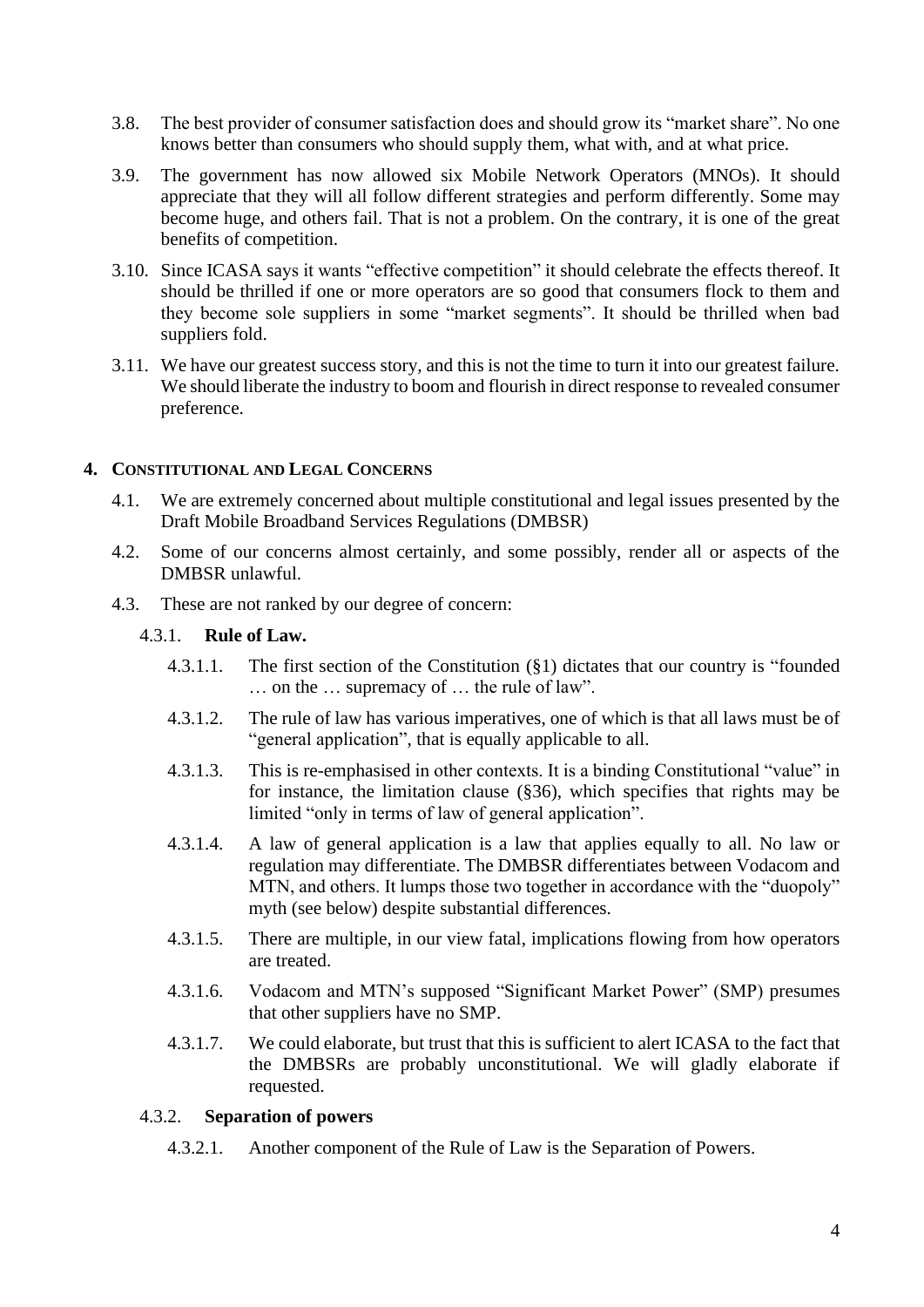3.8. The best provider of consumer satisfaction does and should grow its “market share”. No one knows better than consumers who should supply them, what with, and at what price.

3.9. The government has now allowed six Mobile Network Operators (MNOs). It should appreciate that they will all follow different strategies and perform differently. Some may become huge, and others fail. That is not a problem. On the contrary, it is one of the great benefits of competition.

3.10. Since ICASA says it wants “effective competition” it should celebrate the effects thereof. It should be thrilled if one or more operators are so good that consumers flock to them and they become sole suppliers in some “market segments”. It should be thrilled when bad suppliers fold.

3.11. We have our greatest success story, and this is not the time to turn it into our greatest failure. We should liberate the industry to boom and flourish in direct response to revealed consumer preference.

## 4. Constitutional and Legal Concerns

4.1. We are extremely concerned about multiple constitutional and legal issues presented by the Draft Mobile Broadband Services Regulations (DMBSR)

4.2. Some of our concerns almost certainly, and some possibly, render all or aspects of the DMBSR unlawful.

4.3. These are not ranked by our degree of concern:

4.3.1. **Rule of Law.**

4.3.1.1. The first section of the Constitution (§1) dictates that our country is “founded … on the … supremacy of … the rule of law”.

4.3.1.2. The rule of law has various imperatives, one of which is that all laws must be of “general application”, that is equally applicable to all.

4.3.1.3. This is re-emphasised in other contexts. It is a binding Constitutional “value” in for instance, the limitation clause (§36), which specifies that rights may be limited “only in terms of law of general application”.

4.3.1.4. A law of general application is a law that applies equally to all. No law or regulation may differentiate. The DMBSR differentiates between Vodacom and MTN, and others. It lumps those two together in accordance with the “duopoly” myth (see below) despite substantial differences.

4.3.1.5. There are multiple, in our view fatal, implications flowing from how operators are treated.

4.3.1.6. Vodacom and MTN’s supposed “Significant Market Power” (SMP) presumes that other suppliers have no SMP.

4.3.1.7. We could elaborate, but trust that this is sufficient to alert ICASA to the fact that the DMBSRs are probably unconstitutional. We will gladly elaborate if requested.

4.3.2. **Separation of powers**

4.3.2.1. Another component of the Rule of Law is the Separation of Powers.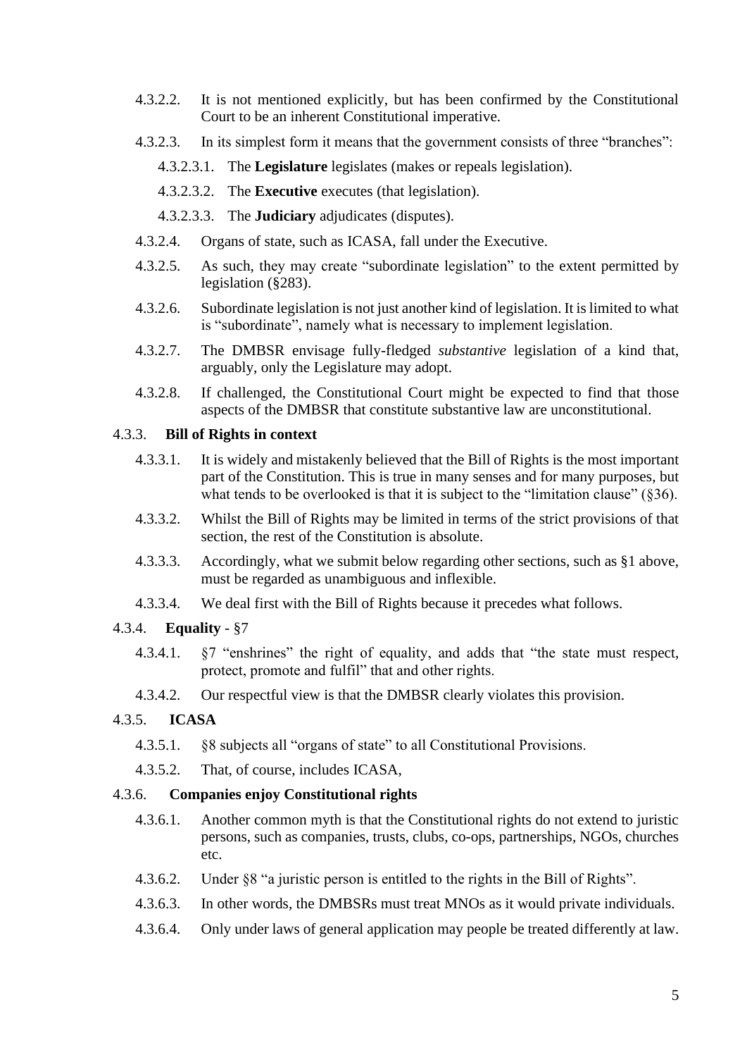4.3.2.2. It is not mentioned explicitly, but has been confirmed by the Constitutional Court to be an inherent Constitutional imperative.

4.3.2.3. In its simplest form it means that the government consists of three "branches":

4.3.2.3.1. The **Legislature** legislates (makes or repeals legislation).

4.3.2.3.2. The **Executive** executes (that legislation).

4.3.2.3.3. The **Judiciary** adjudicates (disputes).

4.3.2.4. Organs of state, such as ICASA, fall under the Executive.

4.3.2.5. As such, they may create "subordinate legislation" to the extent permitted by legislation (§283).

4.3.2.6. Subordinate legislation is not just another kind of legislation. It is limited to what is "subordinate", namely what is necessary to implement legislation.

4.3.2.7. The DMBSR envisage fully-fledged *substantive* legislation of a kind that, arguably, only the Legislature may adopt.

4.3.2.8. If challenged, the Constitutional Court might be expected to find that those aspects of the DMBSR that constitute substantive law are unconstitutional.

4.3.3. **Bill of Rights in context**

4.3.3.1. It is widely and mistakenly believed that the Bill of Rights is the most important part of the Constitution. This is true in many senses and for many purposes, but what tends to be overlooked is that it is subject to the "limitation clause" (§36).

4.3.3.2. Whilst the Bill of Rights may be limited in terms of the strict provisions of that section, the rest of the Constitution is absolute.

4.3.3.3. Accordingly, what we submit below regarding other sections, such as §1 above, must be regarded as unambiguous and inflexible.

4.3.3.4. We deal first with the Bill of Rights because it precedes what follows.

4.3.4. **Equality** - §7

4.3.4.1. §7 "enshrines" the right of equality, and adds that "the state must respect, protect, promote and fulfil" that and other rights.

4.3.4.2. Our respectful view is that the DMBSR clearly violates this provision.

4.3.5. **ICASA**

4.3.5.1. §8 subjects all "organs of state" to all Constitutional Provisions.

4.3.5.2. That, of course, includes ICASA,

4.3.6. **Companies enjoy Constitutional rights**

4.3.6.1. Another common myth is that the Constitutional rights do not extend to juristic persons, such as companies, trusts, clubs, co-ops, partnerships, NGOs, churches etc.

4.3.6.2. Under §8 "a juristic person is entitled to the rights in the Bill of Rights".

4.3.6.3. In other words, the DMBSRs must treat MNOs as it would private individuals.

4.3.6.4. Only under laws of general application may people be treated differently at law.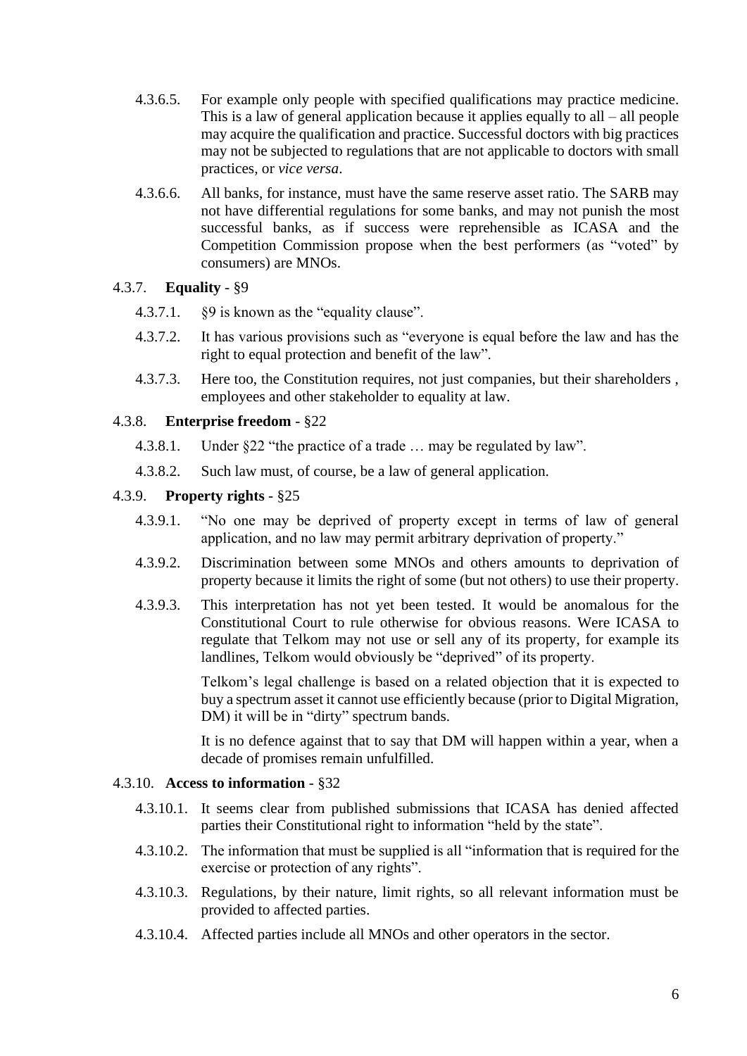4.3.6.5. For example only people with specified qualifications may practice medicine. This is a law of general application because it applies equally to all – all people may acquire the qualification and practice. Successful doctors with big practices may not be subjected to regulations that are not applicable to doctors with small practices, or *vice versa*.

4.3.6.6. All banks, for instance, must have the same reserve asset ratio. The SARB may not have differential regulations for some banks, and may not punish the most successful banks, as if success were reprehensible as ICASA and the Competition Commission propose when the best performers (as "voted" by consumers) are MNOs.

4.3.7. **Equality** - §9

4.3.7.1. §9 is known as the "equality clause".

4.3.7.2. It has various provisions such as "everyone is equal before the law and has the right to equal protection and benefit of the law".

4.3.7.3. Here too, the Constitution requires, not just companies, but their shareholders , employees and other stakeholder to equality at law.

4.3.8. **Enterprise freedom** - §22

4.3.8.1. Under §22 "the practice of a trade … may be regulated by law".

4.3.8.2. Such law must, of course, be a law of general application.

4.3.9. **Property rights** - §25

4.3.9.1. "No one may be deprived of property except in terms of law of general application, and no law may permit arbitrary deprivation of property."

4.3.9.2. Discrimination between some MNOs and others amounts to deprivation of property because it limits the right of some (but not others) to use their property.

4.3.9.3. This interpretation has not yet been tested. It would be anomalous for the Constitutional Court to rule otherwise for obvious reasons. Were ICASA to regulate that Telkom may not use or sell any of its property, for example its landlines, Telkom would obviously be "deprived" of its property.

Telkom's legal challenge is based on a related objection that it is expected to buy a spectrum asset it cannot use efficiently because (prior to Digital Migration, DM) it will be in "dirty" spectrum bands.

It is no defence against that to say that DM will happen within a year, when a decade of promises remain unfulfilled.

4.3.10. **Access to information** - §32

4.3.10.1. It seems clear from published submissions that ICASA has denied affected parties their Constitutional right to information "held by the state".

4.3.10.2. The information that must be supplied is all "information that is required for the exercise or protection of any rights".

4.3.10.3. Regulations, by their nature, limit rights, so all relevant information must be provided to affected parties.

4.3.10.4. Affected parties include all MNOs and other operators in the sector.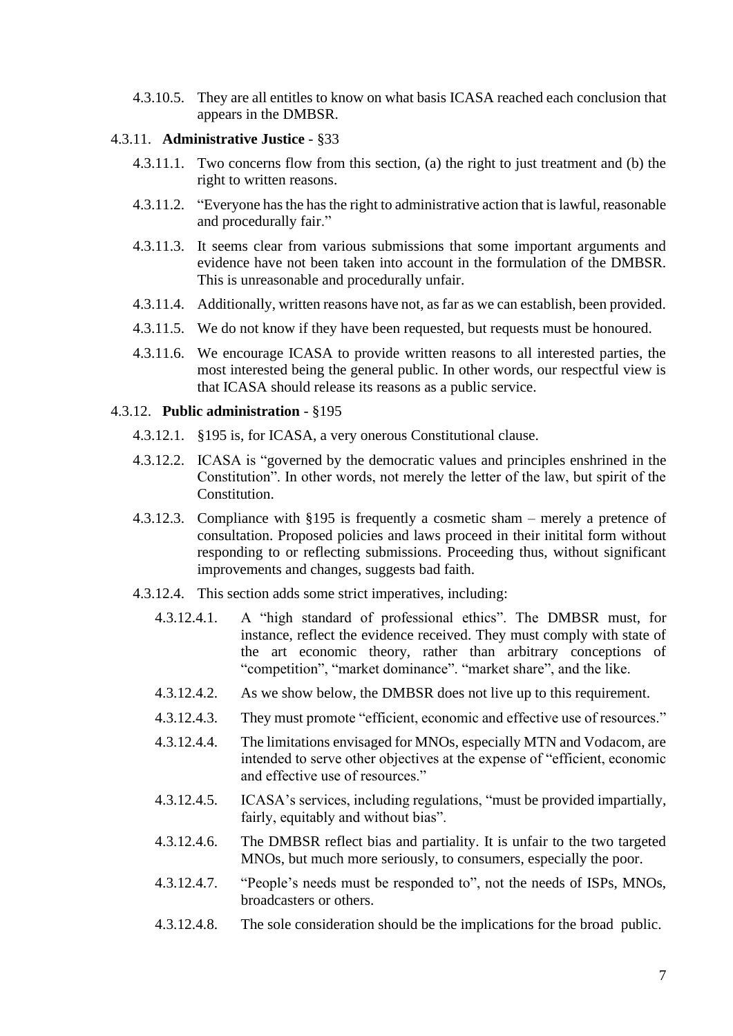4.3.10.5. They are all entitles to know on what basis ICASA reached each conclusion that appears in the DMBSR.

4.3.11. **Administrative Justice** - §33

4.3.11.1. Two concerns flow from this section, (a) the right to just treatment and (b) the right to written reasons.

4.3.11.2. "Everyone has the has the right to administrative action that is lawful, reasonable and procedurally fair."

4.3.11.3. It seems clear from various submissions that some important arguments and evidence have not been taken into account in the formulation of the DMBSR. This is unreasonable and procedurally unfair.

4.3.11.4. Additionally, written reasons have not, as far as we can establish, been provided.

4.3.11.5. We do not know if they have been requested, but requests must be honoured.

4.3.11.6. We encourage ICASA to provide written reasons to all interested parties, the most interested being the general public. In other words, our respectful view is that ICASA should release its reasons as a public service.

4.3.12. **Public administration** - §195

4.3.12.1. §195 is, for ICASA, a very onerous Constitutional clause.

4.3.12.2. ICASA is "governed by the democratic values and principles enshrined in the Constitution". In other words, not merely the letter of the law, but spirit of the Constitution.

4.3.12.3. Compliance with §195 is frequently a cosmetic sham – merely a pretence of consultation. Proposed policies and laws proceed in their initital form without responding to or reflecting submissions. Proceeding thus, without significant improvements and changes, suggests bad faith.

4.3.12.4. This section adds some strict imperatives, including:

4.3.12.4.1. A "high standard of professional ethics". The DMBSR must, for instance, reflect the evidence received. They must comply with state of the art economic theory, rather than arbitrary conceptions of "competition", "market dominance". "market share", and the like.

4.3.12.4.2. As we show below, the DMBSR does not live up to this requirement.

4.3.12.4.3. They must promote "efficient, economic and effective use of resources."

4.3.12.4.4. The limitations envisaged for MNOs, especially MTN and Vodacom, are intended to serve other objectives at the expense of "efficient, economic and effective use of resources."

4.3.12.4.5. ICASA's services, including regulations, "must be provided impartially, fairly, equitably and without bias".

4.3.12.4.6. The DMBSR reflect bias and partiality. It is unfair to the two targeted MNOs, but much more seriously, to consumers, especially the poor.

4.3.12.4.7. "People's needs must be responded to", not the needs of ISPs, MNOs, broadcasters or others.

4.3.12.4.8. The sole consideration should be the implications for the broad public.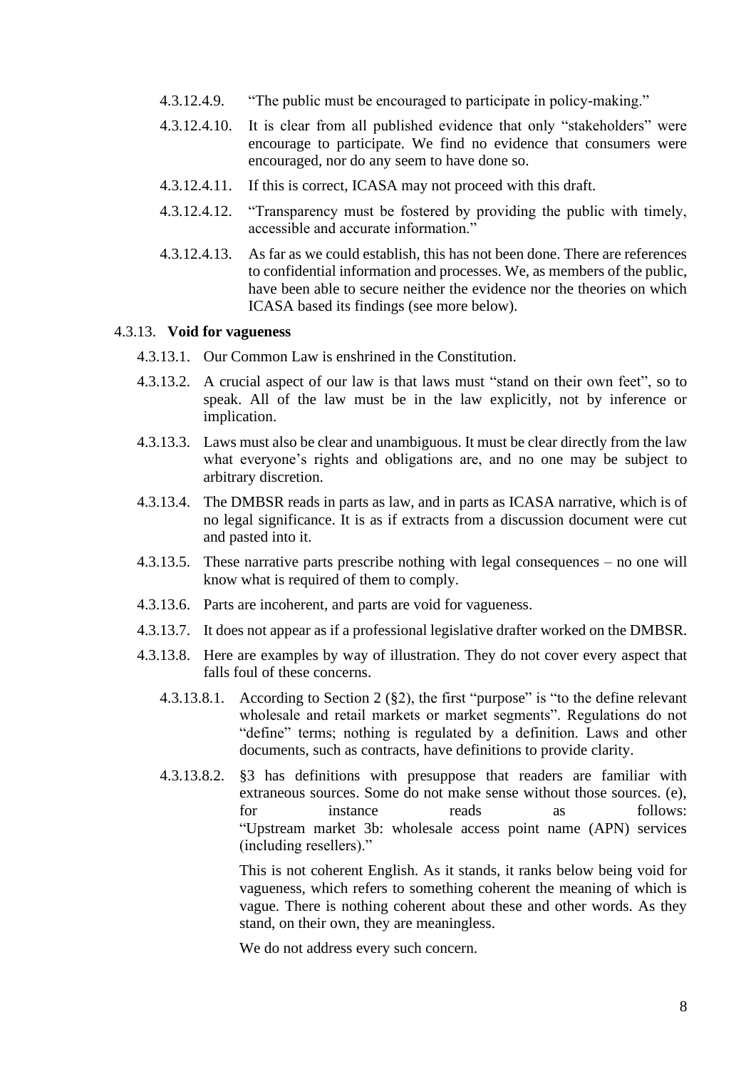4.3.12.4.9. "The public must be encouraged to participate in policy-making."

4.3.12.4.10. It is clear from all published evidence that only "stakeholders" were encourage to participate. We find no evidence that consumers were encouraged, nor do any seem to have done so.

4.3.12.4.11. If this is correct, ICASA may not proceed with this draft.

4.3.12.4.12. "Transparency must be fostered by providing the public with timely, accessible and accurate information."

4.3.12.4.13. As far as we could establish, this has not been done. There are references to confidential information and processes. We, as members of the public, have been able to secure neither the evidence nor the theories on which ICASA based its findings (see more below).

4.3.13. **Void for vagueness**

4.3.13.1. Our Common Law is enshrined in the Constitution.

4.3.13.2. A crucial aspect of our law is that laws must "stand on their own feet", so to speak. All of the law must be in the law explicitly, not by inference or implication.

4.3.13.3. Laws must also be clear and unambiguous. It must be clear directly from the law what everyone's rights and obligations are, and no one may be subject to arbitrary discretion.

4.3.13.4. The DMBSR reads in parts as law, and in parts as ICASA narrative, which is of no legal significance. It is as if extracts from a discussion document were cut and pasted into it.

4.3.13.5. These narrative parts prescribe nothing with legal consequences – no one will know what is required of them to comply.

4.3.13.6. Parts are incoherent, and parts are void for vagueness.

4.3.13.7. It does not appear as if a professional legislative drafter worked on the DMBSR.

4.3.13.8. Here are examples by way of illustration. They do not cover every aspect that falls foul of these concerns.

4.3.13.8.1. According to Section 2 (§2), the first "purpose" is "to the define relevant wholesale and retail markets or market segments". Regulations do not "define" terms; nothing is regulated by a definition. Laws and other documents, such as contracts, have definitions to provide clarity.

4.3.13.8.2. §3 has definitions with presuppose that readers are familiar with extraneous sources. Some do not make sense without those sources. (e), for instance reads as follows: "Upstream market 3b: wholesale access point name (APN) services (including resellers)."

This is not coherent English. As it stands, it ranks below being void for vagueness, which refers to something coherent the meaning of which is vague. There is nothing coherent about these and other words. As they stand, on their own, they are meaningless.

We do not address every such concern.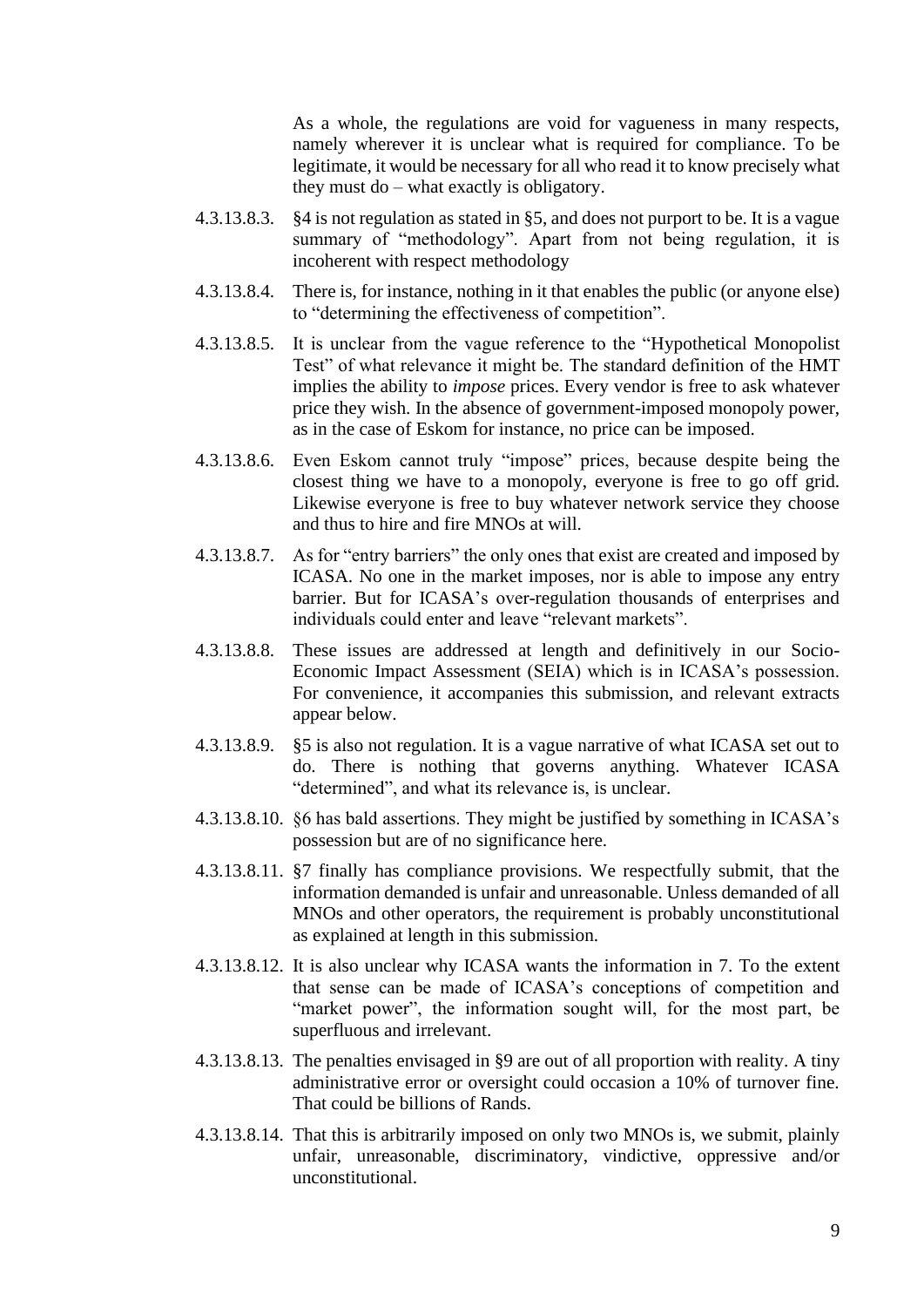As a whole, the regulations are void for vagueness in many respects, namely wherever it is unclear what is required for compliance. To be legitimate, it would be necessary for all who read it to know precisely what they must do – what exactly is obligatory.

4.3.13.8.3. §4 is not regulation as stated in §5, and does not purport to be. It is a vague summary of "methodology". Apart from not being regulation, it is incoherent with respect methodology

4.3.13.8.4. There is, for instance, nothing in it that enables the public (or anyone else) to "determining the effectiveness of competition".

4.3.13.8.5. It is unclear from the vague reference to the "Hypothetical Monopolist Test" of what relevance it might be. The standard definition of the HMT implies the ability to *impose* prices. Every vendor is free to ask whatever price they wish. In the absence of government-imposed monopoly power, as in the case of Eskom for instance, no price can be imposed.

4.3.13.8.6. Even Eskom cannot truly "impose" prices, because despite being the closest thing we have to a monopoly, everyone is free to go off grid. Likewise everyone is free to buy whatever network service they choose and thus to hire and fire MNOs at will.

4.3.13.8.7. As for "entry barriers" the only ones that exist are created and imposed by ICASA. No one in the market imposes, nor is able to impose any entry barrier. But for ICASA's over-regulation thousands of enterprises and individuals could enter and leave "relevant markets".

4.3.13.8.8. These issues are addressed at length and definitively in our Socio-Economic Impact Assessment (SEIA) which is in ICASA's possession. For convenience, it accompanies this submission, and relevant extracts appear below.

4.3.13.8.9. §5 is also not regulation. It is a vague narrative of what ICASA set out to do. There is nothing that governs anything. Whatever ICASA "determined", and what its relevance is, is unclear.

4.3.13.8.10. §6 has bald assertions. They might be justified by something in ICASA's possession but are of no significance here.

4.3.13.8.11. §7 finally has compliance provisions. We respectfully submit, that the information demanded is unfair and unreasonable. Unless demanded of all MNOs and other operators, the requirement is probably unconstitutional as explained at length in this submission.

4.3.13.8.12. It is also unclear why ICASA wants the information in 7. To the extent that sense can be made of ICASA's conceptions of competition and "market power", the information sought will, for the most part, be superfluous and irrelevant.

4.3.13.8.13. The penalties envisaged in §9 are out of all proportion with reality. A tiny administrative error or oversight could occasion a 10% of turnover fine. That could be billions of Rands.

4.3.13.8.14. That this is arbitrarily imposed on only two MNOs is, we submit, plainly unfair, unreasonable, discriminatory, vindictive, oppressive and/or unconstitutional.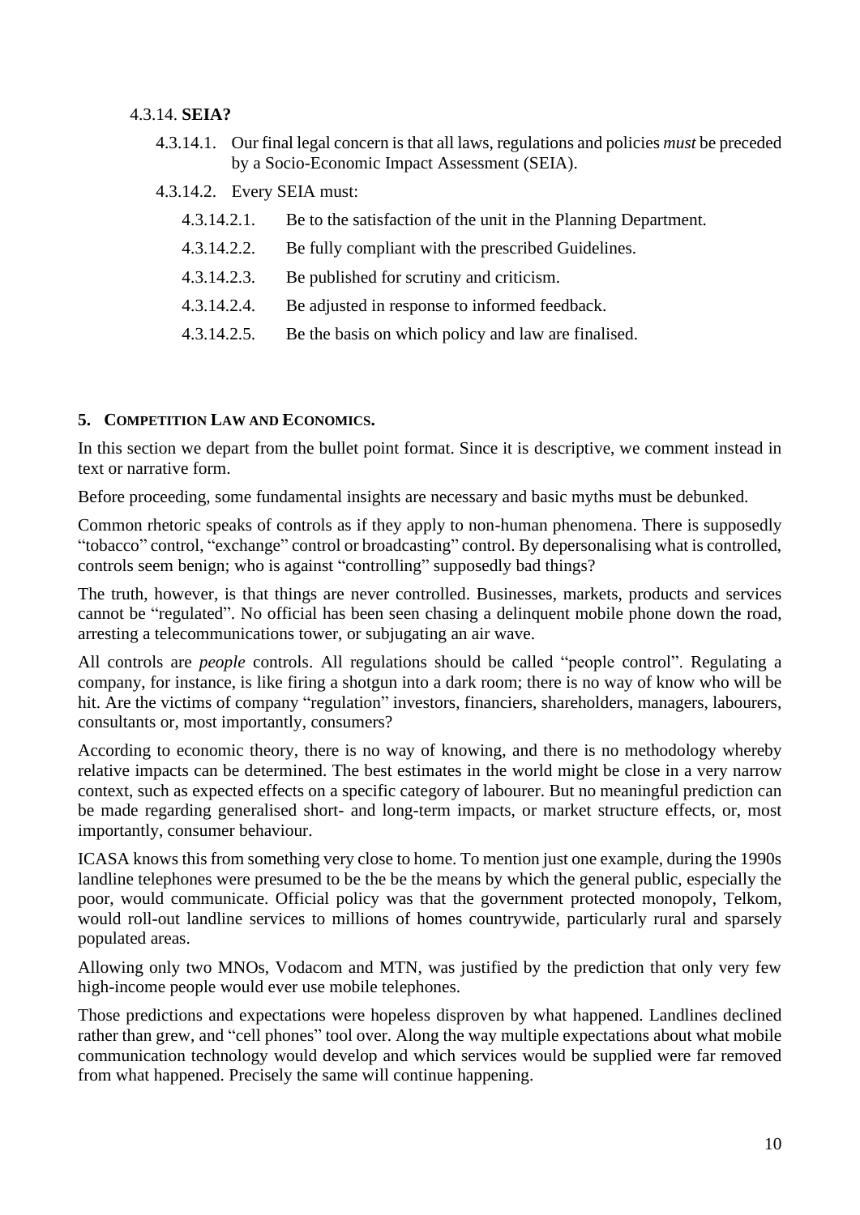4.3.14. **SEIA?**

4.3.14.1. Our final legal concern is that all laws, regulations and policies *must* be preceded by a Socio-Economic Impact Assessment (SEIA).

4.3.14.2. Every SEIA must:

4.3.14.2.1. Be to the satisfaction of the unit in the Planning Department.

4.3.14.2.2. Be fully compliant with the prescribed Guidelines.

4.3.14.2.3. Be published for scrutiny and criticism.

4.3.14.2.4. Be adjusted in response to informed feedback.

4.3.14.2.5. Be the basis on which policy and law are finalised.

## 5. COMPETITION LAW AND ECONOMICS.

In this section we depart from the bullet point format. Since it is descriptive, we comment instead in text or narrative form.

Before proceeding, some fundamental insights are necessary and basic myths must be debunked.

Common rhetoric speaks of controls as if they apply to non-human phenomena. There is supposedly "tobacco" control, "exchange" control or broadcasting" control. By depersonalising what is controlled, controls seem benign; who is against "controlling" supposedly bad things?

The truth, however, is that things are never controlled. Businesses, markets, products and services cannot be "regulated". No official has been seen chasing a delinquent mobile phone down the road, arresting a telecommunications tower, or subjugating an air wave.

All controls are *people* controls. All regulations should be called "people control". Regulating a company, for instance, is like firing a shotgun into a dark room; there is no way of know who will be hit. Are the victims of company "regulation" investors, financiers, shareholders, managers, labourers, consultants or, most importantly, consumers?

According to economic theory, there is no way of knowing, and there is no methodology whereby relative impacts can be determined. The best estimates in the world might be close in a very narrow context, such as expected effects on a specific category of labourer. But no meaningful prediction can be made regarding generalised short- and long-term impacts, or market structure effects, or, most importantly, consumer behaviour.

ICASA knows this from something very close to home. To mention just one example, during the 1990s landline telephones were presumed to be the be the be the means by which the general public, especially the poor, would communicate. Official policy was that the government protected monopoly, Telkom, would roll-out landline services to millions of homes countrywide, particularly rural and sparsely populated areas.

Allowing only two MNOs, Vodacom and MTN, was justified by the prediction that only very few high-income people would ever use mobile telephones.

Those predictions and expectations were hopeless disproven by what happened. Landlines declined rather than grew, and "cell phones" tool over. Along the way multiple expectations about what mobile communication technology would develop and which services would be supplied were far removed from what happened. Precisely the same will continue happening.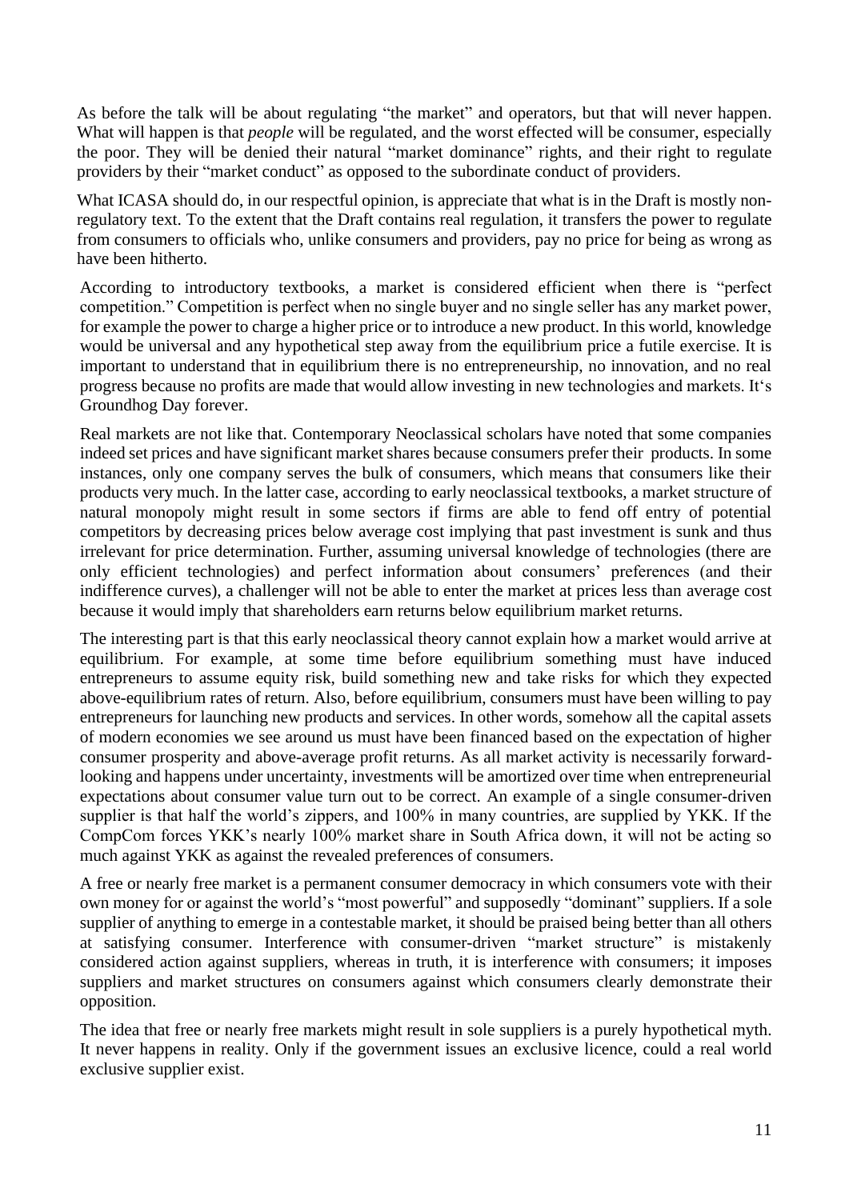As before the talk will be about regulating "the market" and operators, but that will never happen. What will happen is that *people* will be regulated, and the worst effected will be consumer, especially the poor. They will be denied their natural "market dominance" rights, and their right to regulate providers by their "market conduct" as opposed to the subordinate conduct of providers.

What ICASA should do, in our respectful opinion, is appreciate that what is in the Draft is mostly non-regulatory text. To the extent that the Draft contains real regulation, it transfers the power to regulate from consumers to officials who, unlike consumers and providers, pay no price for being as wrong as have been hitherto.

According to introductory textbooks, a market is considered efficient when there is "perfect competition." Competition is perfect when no single buyer and no single seller has any market power, for example the power to charge a higher price or to introduce a new product. In this world, knowledge would be universal and any hypothetical step away from the equilibrium price a futile exercise. It is important to understand that in equilibrium there is no entrepreneurship, no innovation, and no real progress because no profits are made that would allow investing in new technologies and markets. It's Groundhog Day forever.

Real markets are not like that. Contemporary Neoclassical scholars have noted that some companies indeed set prices and have significant market shares because consumers prefer their products. In some instances, only one company serves the bulk of consumers, which means that consumers like their products very much. In the latter case, according to early neoclassical textbooks, a market structure of natural monopoly might result in some sectors if firms are able to fend off entry of potential competitors by decreasing prices below average cost implying that past investment is sunk and thus irrelevant for price determination. Further, assuming universal knowledge of technologies (there are only efficient technologies) and perfect information about consumers' preferences (and their indifference curves), a challenger will not be able to enter the market at prices less than average cost because it would imply that shareholders earn returns below equilibrium market returns.

The interesting part is that this early neoclassical theory cannot explain how a market would arrive at equilibrium. For example, at some time before equilibrium something must have induced entrepreneurs to assume equity risk, build something new and take risks for which they expected above-equilibrium rates of return. Also, before equilibrium, consumers must have been willing to pay entrepreneurs for launching new products and services. In other words, somehow all the capital assets of modern economies we see around us must have been financed based on the expectation of higher consumer prosperity and above-average profit returns. As all market activity is necessarily forward-looking and happens under uncertainty, investments will be amortized over time when entrepreneurial expectations about consumer value turn out to be correct. An example of a single consumer-driven supplier is that half the world's zippers, and 100% in many countries, are supplied by YKK. If the CompCom forces YKK's nearly 100% market share in South Africa down, it will not be acting so much against YKK as against the revealed preferences of consumers.

A free or nearly free market is a permanent consumer democracy in which consumers vote with their own money for or against the world's "most powerful" and supposedly "dominant" suppliers. If a sole supplier of anything to emerge in a contestable market, it should be praised being better than all others at satisfying consumer. Interference with consumer-driven "market structure" is mistakenly considered action against suppliers, whereas in truth, it is interference with consumers; it imposes suppliers and market structures on consumers against which consumers clearly demonstrate their opposition.

The idea that free or nearly free markets might result in sole suppliers is a purely hypothetical myth. It never happens in reality. Only if the government issues an exclusive licence, could a real world exclusive supplier exist.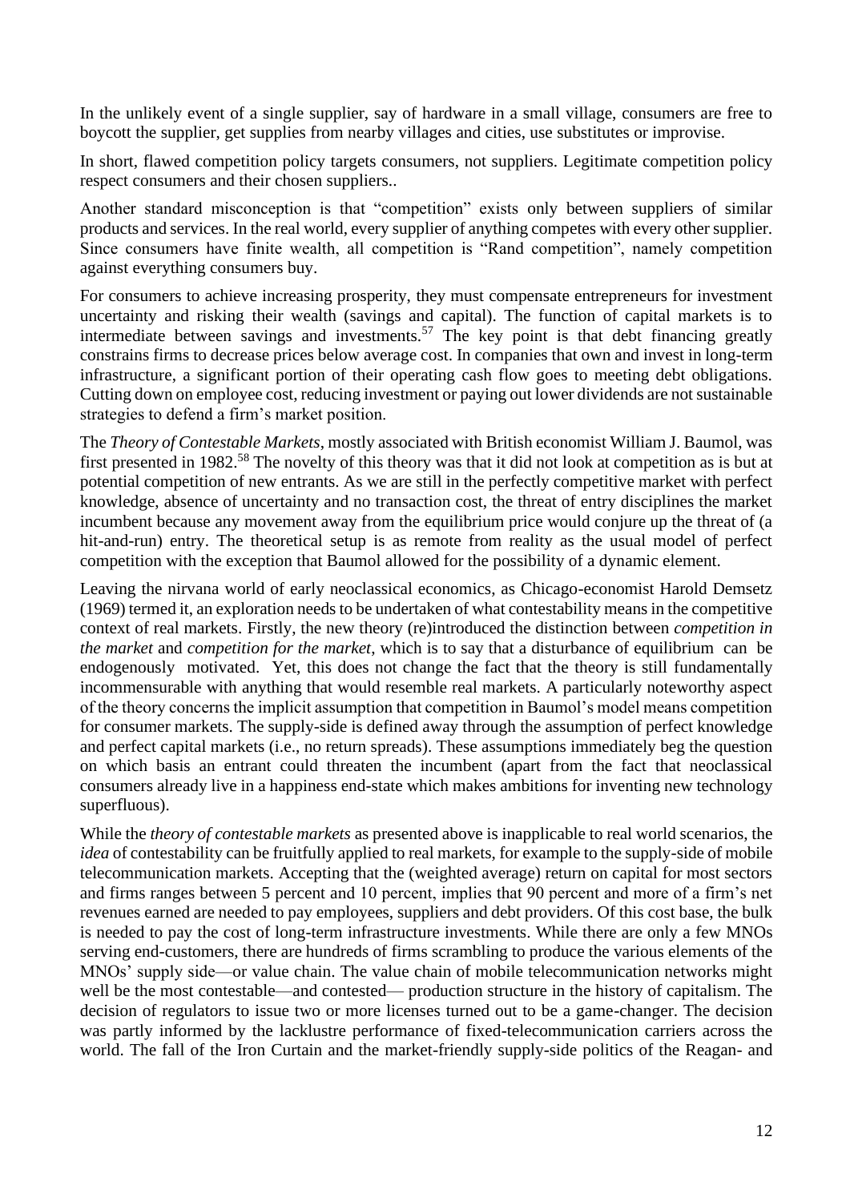In the unlikely event of a single supplier, say of hardware in a small village, consumers are free to boycott the supplier, get supplies from nearby villages and cities, use substitutes or improvise.

In short, flawed competition policy targets consumers, not suppliers. Legitimate competition policy respect consumers and their chosen suppliers..

Another standard misconception is that "competition" exists only between suppliers of similar products and services. In the real world, every supplier of anything competes with every other supplier. Since consumers have finite wealth, all competition is "Rand competition", namely competition against everything consumers buy.

For consumers to achieve increasing prosperity, they must compensate entrepreneurs for investment uncertainty and risking their wealth (savings and capital). The function of capital markets is to intermediate between savings and investments.[57] The key point is that debt financing greatly constrains firms to decrease prices below average cost. In companies that own and invest in long-term infrastructure, a significant portion of their operating cash flow goes to meeting debt obligations. Cutting down on employee cost, reducing investment or paying out lower dividends are not sustainable strategies to defend a firm's market position.

The *Theory of Contestable Markets*, mostly associated with British economist William J. Baumol, was first presented in 1982.[58] The novelty of this theory was that it did not look at competition as is but at potential competition of new entrants. As we are still in the perfectly competitive market with perfect knowledge, absence of uncertainty and no transaction cost, the threat of entry disciplines the market incumbent because any movement away from the equilibrium price would conjure up the threat of (a hit-and-run) entry. The theoretical setup is as remote from reality as the usual model of perfect competition with the exception that Baumol allowed for the possibility of a dynamic element.

Leaving the nirvana world of early neoclassical economics, as Chicago-economist Harold Demsetz (1969) termed it, an exploration needs to be undertaken of what contestability means in the competitive context of real markets. Firstly, the new theory (re)introduced the distinction between *competition in the market* and *competition for the market*, which is to say that a disturbance of equilibrium can be endogenously motivated. Yet, this does not change the fact that the theory is still fundamentally incommensurable with anything that would resemble real markets. A particularly noteworthy aspect of the theory concerns the implicit assumption that competition in Baumol's model means competition for consumer markets. The supply-side is defined away through the assumption of perfect knowledge and perfect capital markets (i.e., no return spreads). These assumptions immediately beg the question on which basis an entrant could threaten the incumbent (apart from the fact that neoclassical consumers already live in a happiness end-state which makes ambitions for inventing new technology superfluous).

While the *theory of contestable markets* as presented above is inapplicable to real world scenarios, the *idea* of contestability can be fruitfully applied to real markets, for example to the supply-side of mobile telecommunication markets. Accepting that the (weighted average) return on capital for most sectors and firms ranges between 5 percent and 10 percent, implies that 90 percent and more of a firm's net revenues earned are needed to pay employees, suppliers and debt providers. Of this cost base, the bulk is needed to pay the cost of long-term infrastructure investments. While there are only a few MNOs serving end-customers, there are hundreds of firms scrambling to produce the various elements of the MNOs' supply side—or value chain. The value chain of mobile telecommunication networks might well be the most contestable—and contested— production structure in the history of capitalism. The decision of regulators to issue two or more licenses turned out to be a game-changer. The decision was partly informed by the lacklustre performance of fixed-telecommunication carriers across the world. The fall of the Iron Curtain and the market-friendly supply-side politics of the Reagan- and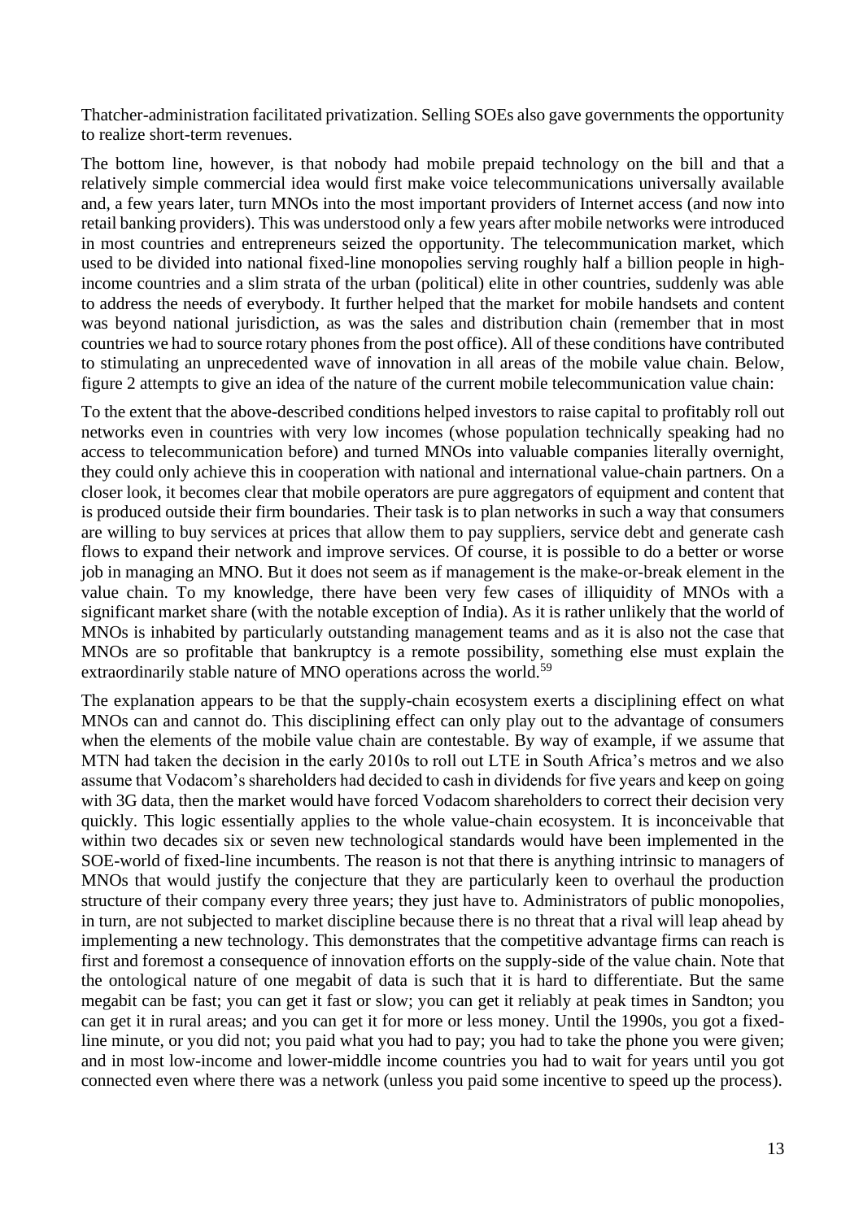Thatcher-administration facilitated privatization. Selling SOEs also gave governments the opportunity to realize short-term revenues.

The bottom line, however, is that nobody had mobile prepaid technology on the bill and that a relatively simple commercial idea would first make voice telecommunications universally available and, a few years later, turn MNOs into the most important providers of Internet access (and now into retail banking providers). This was understood only a few years after mobile networks were introduced in most countries and entrepreneurs seized the opportunity. The telecommunication market, which used to be divided into national fixed-line monopolies serving roughly half a billion people in high-income countries and a slim strata of the urban (political) elite in other countries, suddenly was able to address the needs of everybody. It further helped that the market for mobile handsets and content was beyond national jurisdiction, as was the sales and distribution chain (remember that in most countries we had to source rotary phones from the post office). All of these conditions have contributed to stimulating an unprecedented wave of innovation in all areas of the mobile value chain. Below, figure 2 attempts to give an idea of the nature of the current mobile telecommunication value chain:

To the extent that the above-described conditions helped investors to raise capital to profitably roll out networks even in countries with very low incomes (whose population technically speaking had no access to telecommunication before) and turned MNOs into valuable companies literally overnight, they could only achieve this in cooperation with national and international value-chain partners. On a closer look, it becomes clear that mobile operators are pure aggregators of equipment and content that is produced outside their firm boundaries. Their task is to plan networks in such a way that consumers are willing to buy services at prices that allow them to pay suppliers, service debt and generate cash flows to expand their network and improve services. Of course, it is possible to do a better or worse job in managing an MNO. But it does not seem as if management is the make-or-break element in the value chain. To my knowledge, there have been very few cases of illiquidity of MNOs with a significant market share (with the notable exception of India). As it is rather unlikely that the world of MNOs is inhabited by particularly outstanding management teams and as it is also not the case that MNOs are so profitable that bankruptcy is a remote possibility, something else must explain the extraordinarily stable nature of MNO operations across the world.[59]

The explanation appears to be that the supply-chain ecosystem exerts a disciplining effect on what MNOs can and cannot do. This disciplining effect can only play out to the advantage of consumers when the elements of the mobile value chain are contestable. By way of example, if we assume that MTN had taken the decision in the early 2010s to roll out LTE in South Africa's metros and we also assume that Vodacom's shareholders had decided to cash in dividends for five years and keep on going with 3G data, then the market would have forced Vodacom shareholders to correct their decision very quickly. This logic essentially applies to the whole value-chain ecosystem. It is inconceivable that within two decades six or seven new technological standards would have been implemented in the SOE-world of fixed-line incumbents. The reason is not that there is anything intrinsic to managers of MNOs that would justify the conjecture that they are particularly keen to overhaul the production structure of their company every three years; they just have to. Administrators of public monopolies, in turn, are not subjected to market discipline because there is no threat that a rival will leap ahead by implementing a new technology. This demonstrates that the competitive advantage firms can reach is first and foremost a consequence of innovation efforts on the supply-side of the value chain. Note that the ontological nature of one megabit of data is such that it is hard to differentiate. But the same megabit can be fast; you can get it fast or slow; you can get it reliably at peak times in Sandton; you can get it in rural areas; and you can get it for more or less money. Until the 1990s, you got a fixed-line minute, or you did not; you paid what you had to pay; you had to take the phone you were given; and in most low-income and lower-middle income countries you had to wait for years until you got connected even where there was a network (unless you paid some incentive to speed up the process).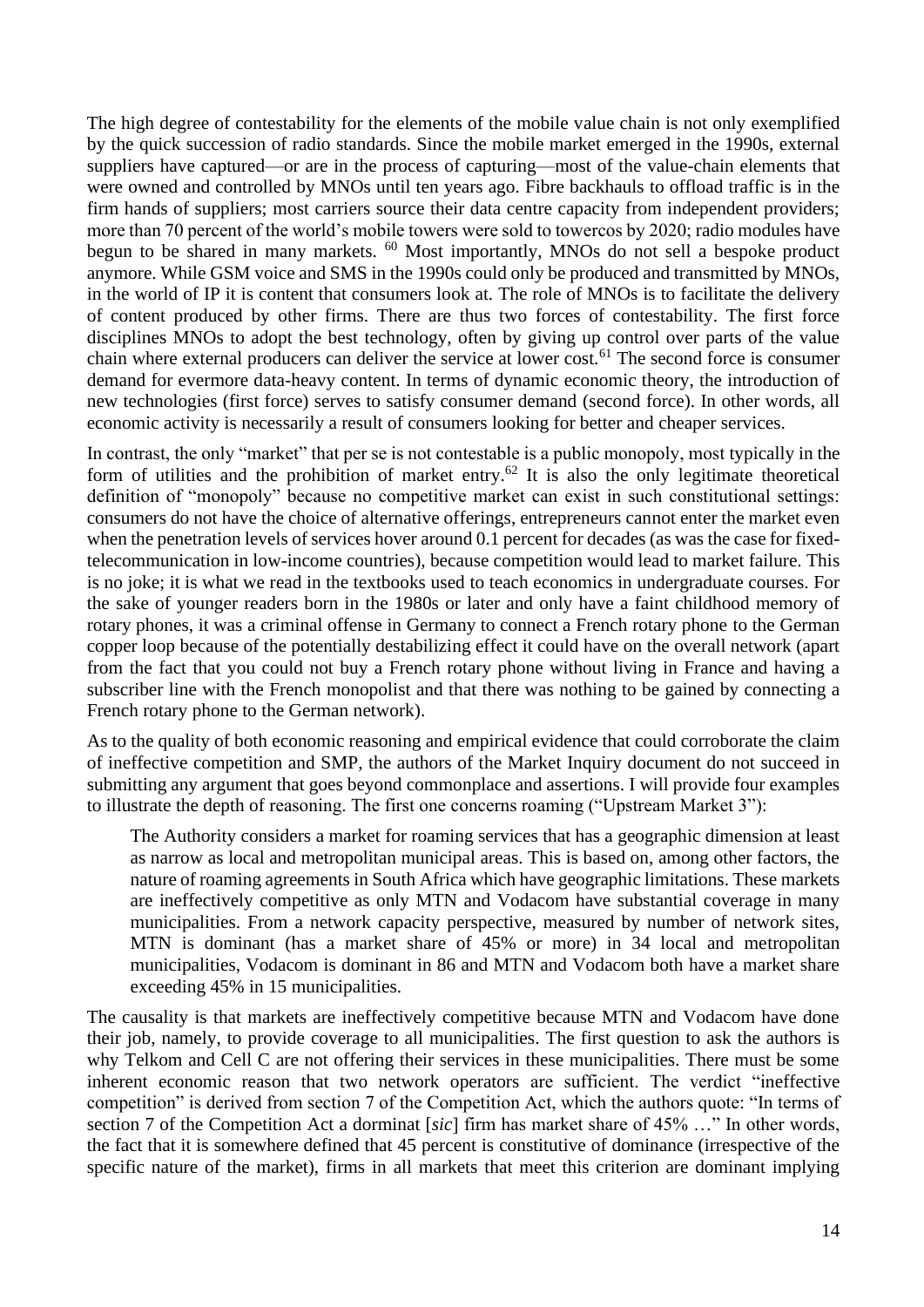The high degree of contestability for the elements of the mobile value chain is not only exemplified by the quick succession of radio standards. Since the mobile market emerged in the 1990s, external suppliers have captured—or are in the process of capturing—most of the value-chain elements that were owned and controlled by MNOs until ten years ago. Fibre backhauls to offload traffic is in the firm hands of suppliers; most carriers source their data centre capacity from independent providers; more than 70 percent of the world's mobile towers were sold to towercos by 2020; radio modules have begun to be shared in many markets. [60] Most importantly, MNOs do not sell a bespoke product anymore. While GSM voice and SMS in the 1990s could only be produced and transmitted by MNOs, in the world of IP it is content that consumers look at. The role of MNOs is to facilitate the delivery of content produced by other firms. There are thus two forces of contestability. The first force disciplines MNOs to adopt the best technology, often by giving up control over parts of the value chain where external producers can deliver the service at lower cost.[61] The second force is consumer demand for evermore data-heavy content. In terms of dynamic economic theory, the introduction of new technologies (first force) serves to satisfy consumer demand (second force). In other words, all economic activity is necessarily a result of consumers looking for better and cheaper services.

In contrast, the only "market" that per se is not contestable is a public monopoly, most typically in the form of utilities and the prohibition of market entry.[62] It is also the only legitimate theoretical definition of "monopoly" because no competitive market can exist in such constitutional settings: consumers do not have the choice of alternative offerings, entrepreneurs cannot enter the market even when the penetration levels of services hover around 0.1 percent for decades (as was the case for fixed-telecommunication in low-income countries), because competition would lead to market failure. This is no joke; it is what we read in the textbooks used to teach economics in undergraduate courses. For the sake of younger readers born in the 1980s or later and only have a faint childhood memory of rotary phones, it was a criminal offense in Germany to connect a French rotary phone to the German copper loop because of the potentially destabilizing effect it could have on the overall network (apart from the fact that you could not buy a French rotary phone without living in France and having a subscriber line with the French monopolist and that there was nothing to be gained by connecting a French rotary phone to the German network).

As to the quality of both economic reasoning and empirical evidence that could corroborate the claim of ineffective competition and SMP, the authors of the Market Inquiry document do not succeed in submitting any argument that goes beyond commonplace and assertions. I will provide four examples to illustrate the depth of reasoning. The first one concerns roaming ("Upstream Market 3"):

> The Authority considers a market for roaming services that has a geographic dimension at least as narrow as local and metropolitan municipal areas. This is based on, among other factors, the nature of roaming agreements in South Africa which have geographic limitations. These markets are ineffectively competitive as only MTN and Vodacom have substantial coverage in many municipalities. From a network capacity perspective, measured by number of network sites, MTN is dominant (has a market share of 45% or more) in 34 local and metropolitan municipalities, Vodacom is dominant in 86 and MTN and Vodacom both have a market share exceeding 45% in 15 municipalities.

The causality is that markets are ineffectively competitive because MTN and Vodacom have done their job, namely, to provide coverage to all municipalities. The first question to ask the authors is why Telkom and Cell C are not offering their services in these municipalities. There must be some inherent economic reason that two network operators are sufficient. The verdict "ineffective competition" is derived from section 7 of the Competition Act, which the authors quote: "In terms of section 7 of the Competition Act a dorminat [*sic*] firm has market share of 45% …" In other words, the fact that it is somewhere defined that 45 percent is constitutive of dominance (irrespective of the specific nature of the market), firms in all markets that meet this criterion are dominant implying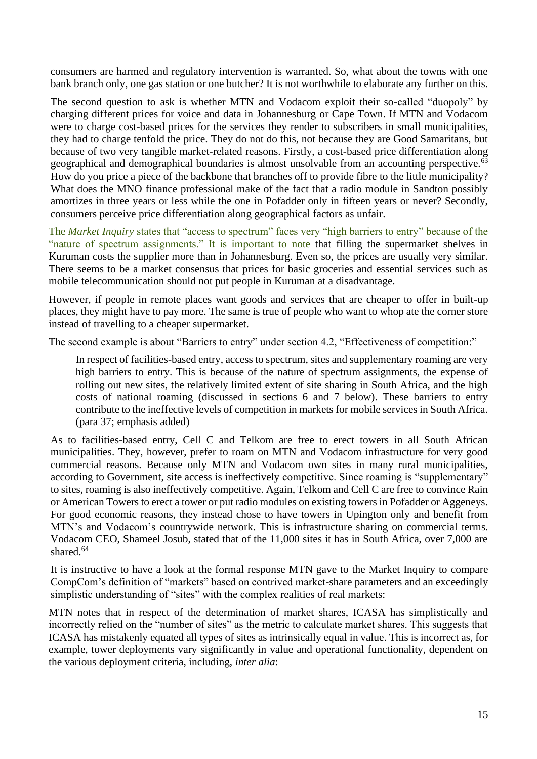consumers are harmed and regulatory intervention is warranted. So, what about the towns with one bank branch only, one gas station or one butcher? It is not worthwhile to elaborate any further on this.

The second question to ask is whether MTN and Vodacom exploit their so-called "duopoly" by charging different prices for voice and data in Johannesburg or Cape Town. If MTN and Vodacom were to charge cost-based prices for the services they render to subscribers in small municipalities, they had to charge tenfold the price. They do not do this, not because they are Good Samaritans, but because of two very tangible market-related reasons. Firstly, a cost-based price differentiation along geographical and demographical boundaries is almost unsolvable from an accounting perspective.[63] How do you price a piece of the backbone that branches off to provide fibre to the little municipality? What does the MNO finance professional make of the fact that a radio module in Sandton possibly amortizes in three years or less while the one in Pofadder only in fifteen years or never? Secondly, consumers perceive price differentiation along geographical factors as unfair.

The *Market Inquiry* states that "access to spectrum" faces very "high barriers to entry" because of the "nature of spectrum assignments." It is important to note that filling the supermarket shelves in Kuruman costs the supplier more than in Johannesburg. Even so, the prices are usually very similar. There seems to be a market consensus that prices for basic groceries and essential services such as mobile telecommunication should not put people in Kuruman at a disadvantage.

However, if people in remote places want goods and services that are cheaper to offer in built-up places, they might have to pay more. The same is true of people who want to whop ate the corner store instead of travelling to a cheaper supermarket.

The second example is about "Barriers to entry" under section 4.2, "Effectiveness of competition:"

> In respect of facilities-based entry, access to spectrum, sites and supplementary roaming are very high barriers to entry. This is because of the nature of spectrum assignments, the expense of rolling out new sites, the relatively limited extent of site sharing in South Africa, and the high costs of national roaming (discussed in sections 6 and 7 below). These barriers to entry contribute to the ineffective levels of competition in markets for mobile services in South Africa. (para 37; emphasis added)

As to facilities-based entry, Cell C and Telkom are free to erect towers in all South African municipalities. They, however, prefer to roam on MTN and Vodacom infrastructure for very good commercial reasons. Because only MTN and Vodacom own sites in many rural municipalities, according to Government, site access is ineffectively competitive. Since roaming is "supplementary" to sites, roaming is also ineffectively competitive. Again, Telkom and Cell C are free to convince Rain or American Towers to erect a tower or put radio modules on existing towers in Pofadder or Aggeneys. For good economic reasons, they instead chose to have towers in Upington only and benefit from MTN's and Vodacom's countrywide network. This is infrastructure sharing on commercial terms. Vodacom CEO, Shameel Josub, stated that of the 11,000 sites it has in South Africa, over 7,000 are shared.[64]

It is instructive to have a look at the formal response MTN gave to the Market Inquiry to compare CompCom's definition of "markets" based on contrived market-share parameters and an exceedingly simplistic understanding of "sites" with the complex realities of real markets:

MTN notes that in respect of the determination of market shares, ICASA has simplistically and incorrectly relied on the "number of sites" as the metric to calculate market shares. This suggests that ICASA has mistakenly equated all types of sites as intrinsically equal in value. This is incorrect as, for example, tower deployments vary significantly in value and operational functionality, dependent on the various deployment criteria, including, *inter alia*: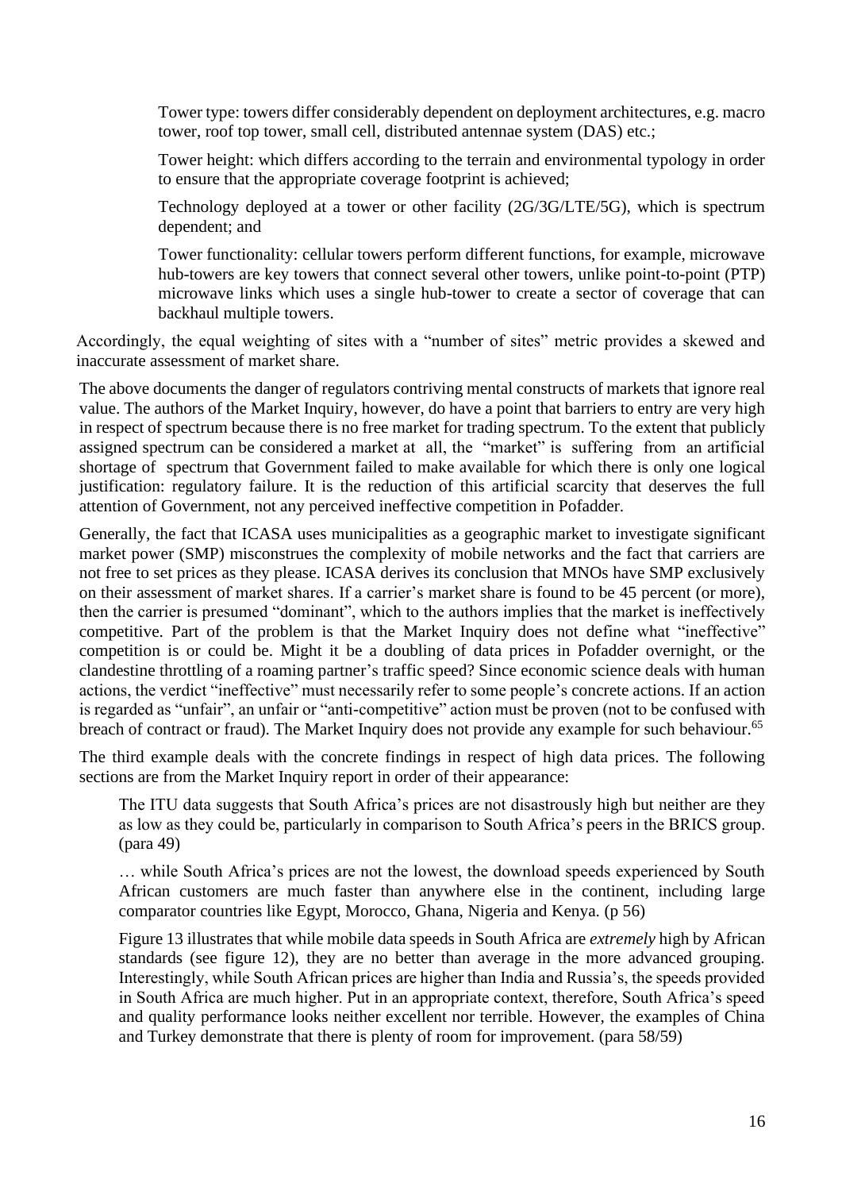Tower type: towers differ considerably dependent on deployment architectures, e.g. macro tower, roof top tower, small cell, distributed antennae system (DAS) etc.;

Tower height: which differs according to the terrain and environmental typology in order to ensure that the appropriate coverage footprint is achieved;

Technology deployed at a tower or other facility (2G/3G/LTE/5G), which is spectrum dependent; and

Tower functionality: cellular towers perform different functions, for example, microwave hub-towers are key towers that connect several other towers, unlike point-to-point (PTP) microwave links which uses a single hub-tower to create a sector of coverage that can backhaul multiple towers.

Accordingly, the equal weighting of sites with a "number of sites" metric provides a skewed and inaccurate assessment of market share.

The above documents the danger of regulators contriving mental constructs of markets that ignore real value. The authors of the Market Inquiry, however, do have a point that barriers to entry are very high in respect of spectrum because there is no free market for trading spectrum. To the extent that publicly assigned spectrum can be considered a market at all, the "market" is suffering from an artificial shortage of spectrum that Government failed to make available for which there is only one logical justification: regulatory failure. It is the reduction of this artificial scarcity that deserves the full attention of Government, not any perceived ineffective competition in Pofadder.

Generally, the fact that ICASA uses municipalities as a geographic market to investigate significant market power (SMP) misconstrues the complexity of mobile networks and the fact that carriers are not free to set prices as they please. ICASA derives its conclusion that MNOs have SMP exclusively on their assessment of market shares. If a carrier's market share is found to be 45 percent (or more), then the carrier is presumed "dominant", which to the authors implies that the market is ineffectively competitive. Part of the problem is that the Market Inquiry does not define what "ineffective" competition is or could be. Might it be a doubling of data prices in Pofadder overnight, or the clandestine throttling of a roaming partner's traffic speed? Since economic science deals with human actions, the verdict "ineffective" must necessarily refer to some people's concrete actions. If an action is regarded as "unfair", an unfair or "anti-competitive" action must be proven (not to be confused with breach of contract or fraud). The Market Inquiry does not provide any example for such behaviour.[65]

The third example deals with the concrete findings in respect of high data prices. The following sections are from the Market Inquiry report in order of their appearance:

> The ITU data suggests that South Africa's prices are not disastrously high but neither are they as low as they could be, particularly in comparison to South Africa's peers in the BRICS group. (para 49)
>
> … while South Africa's prices are not the lowest, the download speeds experienced by South African customers are much faster than anywhere else in the continent, including large comparator countries like Egypt, Morocco, Ghana, Nigeria and Kenya. (p 56)
>
> Figure 13 illustrates that while mobile data speeds in South Africa are *extremely* high by African standards (see figure 12), they are no better than average in the more advanced grouping. Interestingly, while South African prices are higher than India and Russia's, the speeds provided in South Africa are much higher. Put in an appropriate context, therefore, South Africa's speed and quality performance looks neither excellent nor terrible. However, the examples of China and Turkey demonstrate that there is plenty of room for improvement. (para 58/59)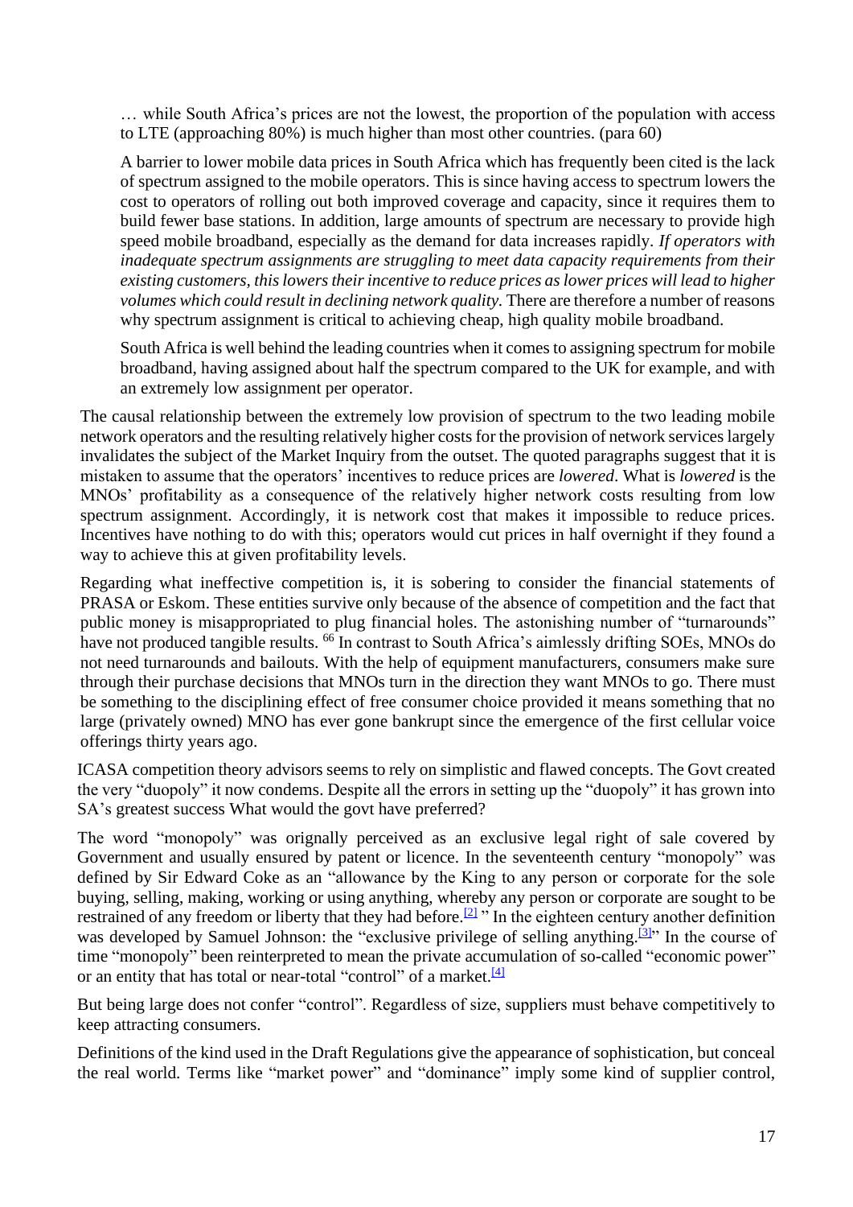> … while South Africa's prices are not the lowest, the proportion of the population with access to LTE (approaching 80%) is much higher than most other countries. (para 60)
>
> A barrier to lower mobile data prices in South Africa which has frequently been cited is the lack of spectrum assigned to the mobile operators. This is since having access to spectrum lowers the cost to operators of rolling out both improved coverage and capacity, since it requires them to build fewer base stations. In addition, large amounts of spectrum are necessary to provide high speed mobile broadband, especially as the demand for data increases rapidly. *If operators with inadequate spectrum assignments are struggling to meet data capacity requirements from their existing customers, this lowers their incentive to reduce prices as lower prices will lead to higher volumes which could result in declining network quality.* There are therefore a number of reasons why spectrum assignment is critical to achieving cheap, high quality mobile broadband.
>
> South Africa is well behind the leading countries when it comes to assigning spectrum for mobile broadband, having assigned about half the spectrum compared to the UK for example, and with an extremely low assignment per operator.

The causal relationship between the extremely low provision of spectrum to the two leading mobile network operators and the resulting relatively higher costs for the provision of network services largely invalidates the subject of the Market Inquiry from the outset. The quoted paragraphs suggest that it is mistaken to assume that the operators' incentives to reduce prices are *lowered*. What is *lowered* is the MNOs' profitability as a consequence of the relatively higher network costs resulting from low spectrum assignment. Accordingly, it is network cost that makes it impossible to reduce prices. Incentives have nothing to do with this; operators would cut prices in half overnight if they found a way to achieve this at given profitability levels.

Regarding what ineffective competition is, it is sobering to consider the financial statements of PRASA or Eskom. These entities survive only because of the absence of competition and the fact that public money is misappropriated to plug financial holes. The astonishing number of "turnarounds" have not produced tangible results. [66] In contrast to South Africa's aimlessly drifting SOEs, MNOs do not need turnarounds and bailouts. With the help of equipment manufacturers, consumers make sure through their purchase decisions that MNOs turn in the direction they want MNOs to go. There must be something to the disciplining effect of free consumer choice provided it means something that no large (privately owned) MNO has ever gone bankrupt since the emergence of the first cellular voice offerings thirty years ago.

ICASA competition theory advisors seems to rely on simplistic and flawed concepts. The Govt created the very "duopoly" it now condems. Despite all the errors in setting up the "duopoly" it has grown into SA's greatest success What would the govt have preferred?

The word "monopoly" was orignally perceived as an exclusive legal right of sale covered by Government and usually ensured by patent or licence. In the seventeenth century "monopoly" was defined by Sir Edward Coke as an "allowance by the King to any person or corporate for the sole buying, selling, making, working or using anything, whereby any person or corporate are sought to be restrained of any freedom or liberty that they had before.[2] " In the eighteen century another definition was developed by Samuel Johnson: the "exclusive privilege of selling anything.[3]" In the course of time "monopoly" been reinterpreted to mean the private accumulation of so-called "economic power" or an entity that has total or near-total "control" of a market.[4]

But being large does not confer "control". Regardless of size, suppliers must behave competitively to keep attracting consumers.

Definitions of the kind used in the Draft Regulations give the appearance of sophistication, but conceal the real world. Terms like "market power" and "dominance" imply some kind of supplier control,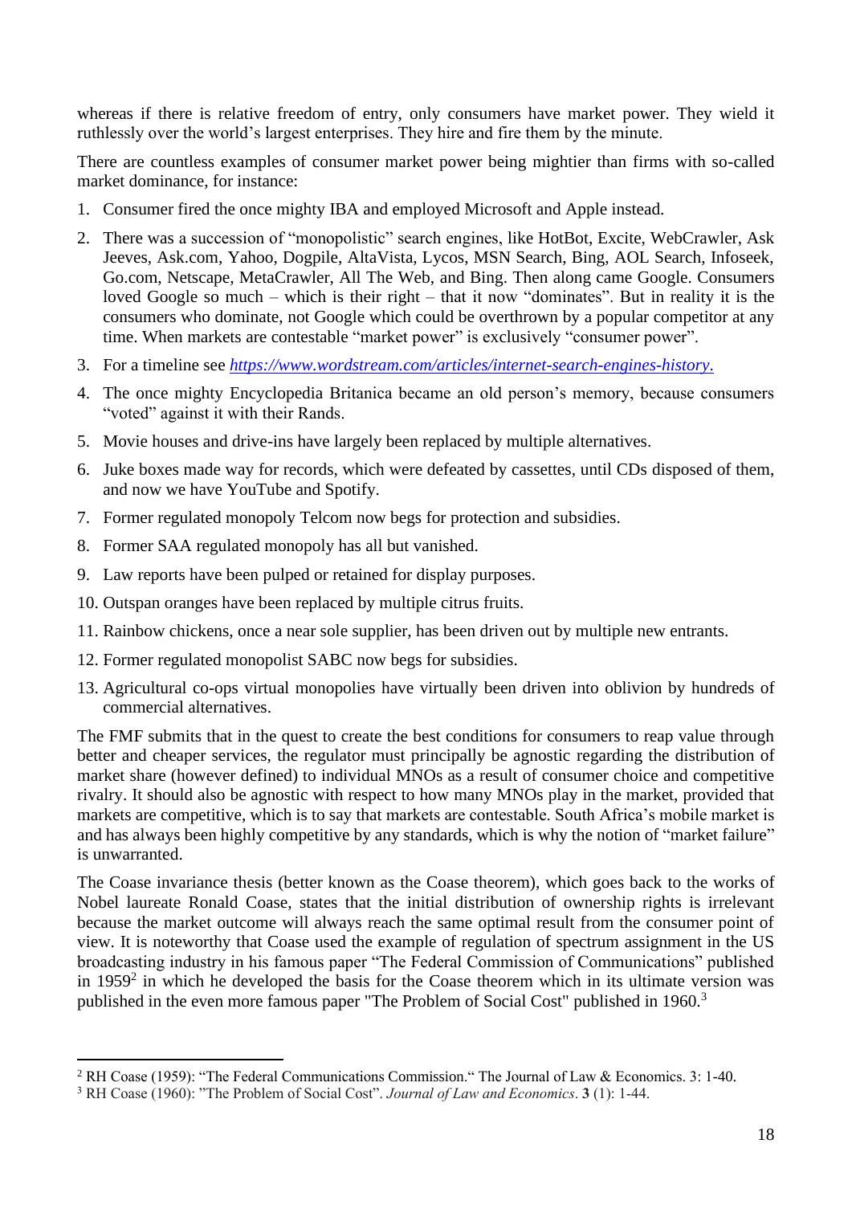whereas if there is relative freedom of entry, only consumers have market power. They wield it ruthlessly over the world's largest enterprises. They hire and fire them by the minute.

There are countless examples of consumer market power being mightier than firms with so-called market dominance, for instance:

1. Consumer fired the once mighty IBA and employed Microsoft and Apple instead.
2. There was a succession of "monopolistic" search engines, like HotBot, Excite, WebCrawler, Ask Jeeves, Ask.com, Yahoo, Dogpile, AltaVista, Lycos, MSN Search, Bing, AOL Search, Infoseek, Go.com, Netscape, MetaCrawler, All The Web, and Bing. Then along came Google. Consumers loved Google so much – which is their right – that it now "dominates". But in reality it is the consumers who dominate, not Google which could be overthrown by a popular competitor at any time. When markets are contestable "market power" is exclusively "consumer power".
3. For a timeline see *https://www.wordstream.com/articles/internet-search-engines-history*.
4. The once mighty Encyclopedia Britanica became an old person's memory, because consumers "voted" against it with their Rands.
5. Movie houses and drive-ins have largely been replaced by multiple alternatives.
6. Juke boxes made way for records, which were defeated by cassettes, until CDs disposed of them, and now we have YouTube and Spotify.
7. Former regulated monopoly Telcom now begs for protection and subsidies.
8. Former SAA regulated monopoly has all but vanished.
9. Law reports have been pulped or retained for display purposes.
10. Outspan oranges have been replaced by multiple citrus fruits.
11. Rainbow chickens, once a near sole supplier, has been driven out by multiple new entrants.
12. Former regulated monopolist SABC now begs for subsidies.
13. Agricultural co-ops virtual monopolies have virtually been driven into oblivion by hundreds of commercial alternatives.

The FMF submits that in the quest to create the best conditions for consumers to reap value through better and cheaper services, the regulator must principally be agnostic regarding the distribution of market share (however defined) to individual MNOs as a result of consumer choice and competitive rivalry. It should also be agnostic with respect to how many MNOs play in the market, provided that markets are competitive, which is to say that markets are contestable. South Africa's mobile market is and has always been highly competitive by any standards, which is why the notion of "market failure" is unwarranted.

The Coase invariance thesis (better known as the Coase theorem), which goes back to the works of Nobel laureate Ronald Coase, states that the initial distribution of ownership rights is irrelevant because the market outcome will always reach the same optimal result from the consumer point of view. It is noteworthy that Coase used the example of regulation of spectrum assignment in the US broadcasting industry in his famous paper "The Federal Commission of Communications" published in 1959[2] in which he developed the basis for the Coase theorem which in its ultimate version was published in the even more famous paper "The Problem of Social Cost" published in 1960.[3]

---

[2] RH Coase (1959): "The Federal Communications Commission." The Journal of Law & Economics. 3: 1-40.

[3] RH Coase (1960): "The Problem of Social Cost". *Journal of Law and Economics*. **3** (1): 1-44.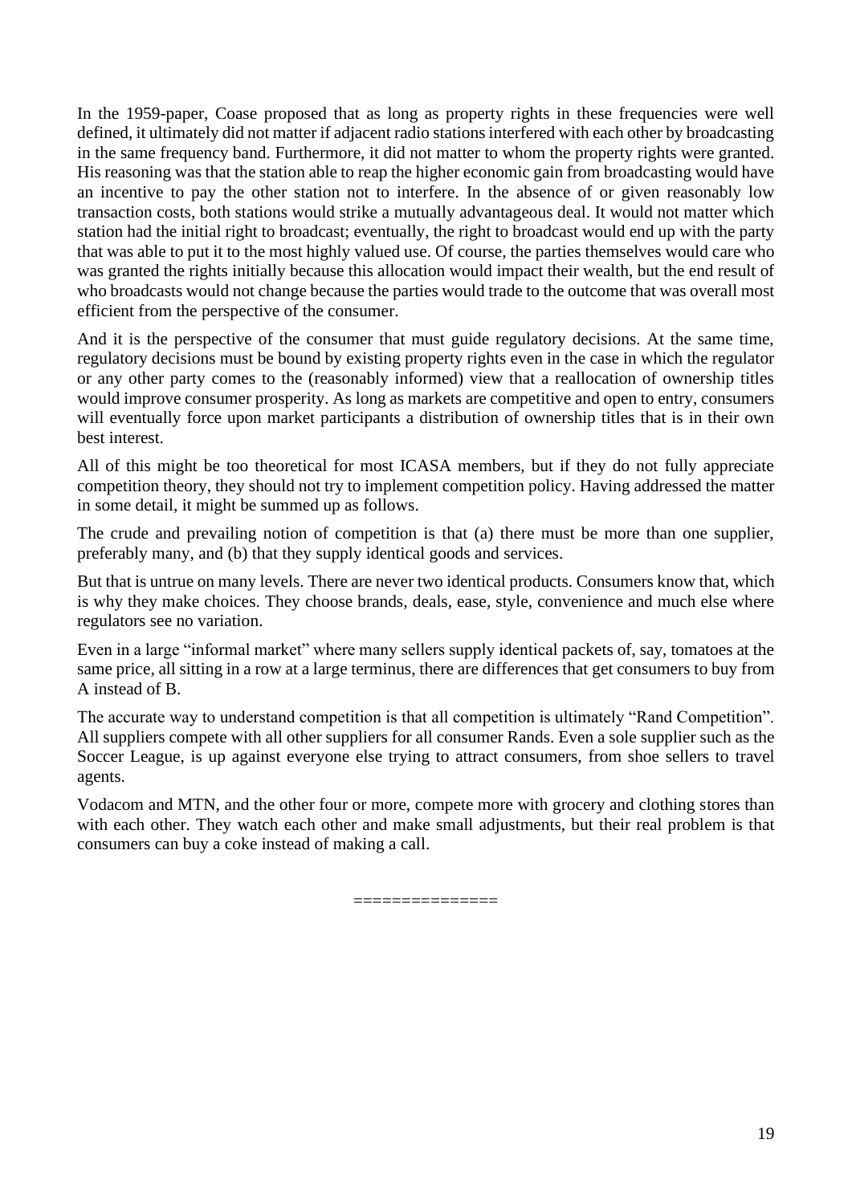In the 1959-paper, Coase proposed that as long as property rights in these frequencies were well defined, it ultimately did not matter if adjacent radio stations interfered with each other by broadcasting in the same frequency band. Furthermore, it did not matter to whom the property rights were granted. His reasoning was that the station able to reap the higher economic gain from broadcasting would have an incentive to pay the other station not to interfere. In the absence of or given reasonably low transaction costs, both stations would strike a mutually advantageous deal. It would not matter which station had the initial right to broadcast; eventually, the right to broadcast would end up with the party that was able to put it to the most highly valued use. Of course, the parties themselves would care who was granted the rights initially because this allocation would impact their wealth, but the end result of who broadcasts would not change because the parties would trade to the outcome that was overall most efficient from the perspective of the consumer.

And it is the perspective of the consumer that must guide regulatory decisions. At the same time, regulatory decisions must be bound by existing property rights even in the case in which the regulator or any other party comes to the (reasonably informed) view that a reallocation of ownership titles would improve consumer prosperity. As long as markets are competitive and open to entry, consumers will eventually force upon market participants a distribution of ownership titles that is in their own best interest.

All of this might be too theoretical for most ICASA members, but if they do not fully appreciate competition theory, they should not try to implement competition policy. Having addressed the matter in some detail, it might be summed up as follows.

The crude and prevailing notion of competition is that (a) there must be more than one supplier, preferably many, and (b) that they supply identical goods and services.

But that is untrue on many levels. There are never two identical products. Consumers know that, which is why they make choices. They choose brands, deals, ease, style, convenience and much else where regulators see no variation.

Even in a large "informal market" where many sellers supply identical packets of, say, tomatoes at the same price, all sitting in a row at a large terminus, there are differences that get consumers to buy from A instead of B.

The accurate way to understand competition is that all competition is ultimately "Rand Competition". All suppliers compete with all other suppliers for all consumer Rands. Even a sole supplier such as the Soccer League, is up against everyone else trying to attract consumers, from shoe sellers to travel agents.

Vodacom and MTN, and the other four or more, compete more with grocery and clothing stores than with each other. They watch each other and make small adjustments, but their real problem is that consumers can buy a coke instead of making a call.

==============